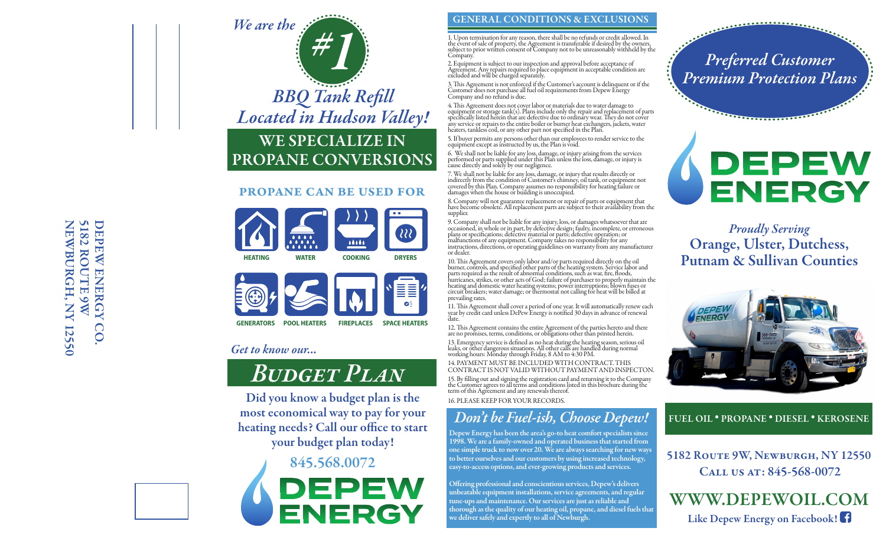DEPEW ENERGY CO.
5182 ROUTE 9W
NEWBURGH, NY 12550

*We are the* #1 *BBQ Tank Refill Located in Hudson Valley!*

## WE SPECIALIZE IN PROPANE CONVERSIONS

### PROPANE CAN BE USED FOR

- HEATING
- WATER
- COOKING
- DRYERS
- GENERATORS
- POOL HEATERS
- FIREPLACES
- SPACE HEATERS

*Get to know our...*

## *Budget Plan*

**Did you know a budget plan is the most economical way to pay for your heating needs? Call our office to start your budget plan today!**

**845.568.0072**

DEPEW ENERGY

## GENERAL CONDITIONS & EXCLUSIONS

1. Upon termination for any reason, there shall be no refunds or credit allowed. In the event of sale of property, the Agreement is transferable if desired by the owners, subject to prior written consent of Company not to be unreasonably withheld by the Company.

2. Equipment is subject to our inspection and approval before acceptance of Agreement. Any repairs required to place equipment in acceptable condition are excluded and will be charged separately.

3. This Agreement is not enforced if the Customer's account is delinquent or if the Customer does not purchase all fuel oil requirements from Depew Energy Company and no refund is due.

4. This Agreement does not cover labor or materials due to water damage to equipment or storage tank(s). Plans include only the repair and replacement of parts specifically listed herein that are defective due to ordinary wear. They do not cover any service or repairs to the entire boiler or burner heat exchangers, jackets, water heaters, tankless coil, or any other part not specified in the Plan.

5. If buyer permits any persons other than our employees to render service to the equipment except as instructed by us, the Plan is void.

6. We shall not be liable for any loss, damage, or injury arising from the services performed or parts supplied under this Plan unless the loss, damage, or injury is cause directly and solely by our negligence.

7. We shall not be liable for any loss, damage, or injury that results directly or indirectly from the condition of Customer's chimney, oil tank, or equipment not covered by this Plan. Company assumes no responsibility for heating failure or damages when the house or building is unoccupied.

8. Company will not guarantee replacement or repair of parts or equipment that have become obsolete. All replacement parts are subject to their availability from the supplier.

9. Company shall not be liable for any injury, loss, or damages whatsoever that are occasioned, in whole or in part, by defective design; faulty, incomplete, or erroneous plans or specifications; defective material or parts; defective operation; or malfunctions of any equipment. Company takes no responsibility for any instructions, directions, or operating guidelines on warranty from any manufacturer or dealer.

10. This Agreement covers only labor and/or parts required directly on the oil burner, controls, and specified other parts of the heating system. Service labor and parts required as the result of abnormal conditions, such as war, fire, floods, hurricanes, strikes, or other acts of God; failure of purchaser to properly maintain the heating and domestic water heating systems; power interruptions; blown fuses or circuit breakers; water damage; or thermostat not calling for heat will be billed at prevailing rates.

11. This Agreement shall cover a period of one year. It will automatically renew each year by credit card unless DePew Energy is notified 30 days in advance of renewal date.

12. This Agreement contains the entire Agreement of the parties hereto and there are no promises, terms, conditions, or obligations other than printed herein.

13. Emergency service is defined as no heat during the heating season, serious oil leaks, or other dangerous situations. All other calls are handled during normal working hours: Monday through Friday, 8 AM to 4:30 PM.

14. PAYMENT MUST BE INCLUDED WITH CONTRACT. THIS CONTRACT IS NOT VALID WITHOUT PAYMENT AND INSPECTON.

15. By filling out and signing the registration card and returning it to the Company the Customer agrees to all terms and conditions listed in this brochure during the term of this Agreement and any renewals thereof.

16. PLEASE KEEP FOR YOUR RECORDS.

## *Don't be Fuel-ish, Choose Depew!*

**Depew Energy has been the area's go-to heat comfort specialists since 1998. We are a family-owned and operated business that started from one simple truck to now over 20. We are always searching for new ways to better ourselves and our customers by using increased technology, easy-to-access options, and ever-growing products and services.**

**Offering professional and conscientious services, Depew's delivers unbeatable equipment installations, service agreements, and regular tune-ups and maintenance. Our services are just as reliable and thorough as the quality of our heating oil, propane, and diesel fuels that we deliver safely and expertly to all of Newburgh.**

# *Preferred Customer Premium Protection Plans*

DEPEW ENERGY

*Proudly Serving*
**Orange, Ulster, Dutchess, Putnam & Sullivan Counties**

**FUEL OIL • PROPANE • DIESEL • KEROSENE**

**5182 Route 9W, Newburgh, NY 12550**
**Call us at: 845-568-0072**

**WWW.DEPEWOIL.COM**
**Like Depew Energy on Facebook!**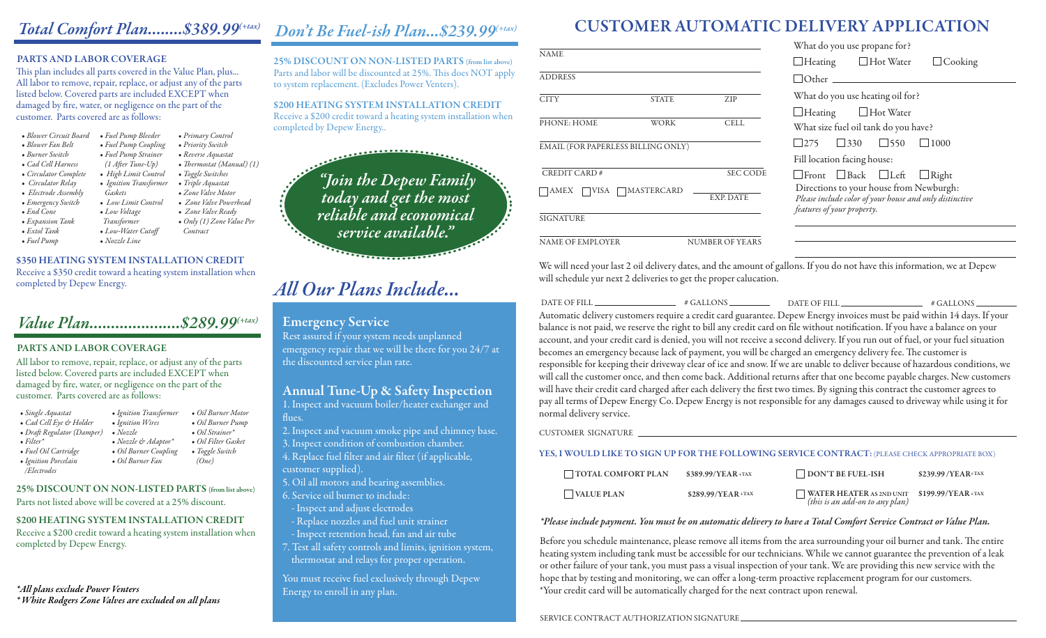# Total Comfort Plan........$389.99(+tax)

### PARTS AND LABOR COVERAGE

This plan includes all parts covered in the Value Plan, plus... All labor to remove, repair, replace, or adjust any of the parts listed below. Covered parts are included EXCEPT when damaged by fire, water, or negligence on the part of the customer. Parts covered are as follows:

- *Blower Circuit Board*
- *Blower Fan Belt*
- *Burner Switch*
- *Cad Cell Harness*
- *Circulator Complete*
- *Circulator Relay*
- *Electrode Assembly*
- *Emergency Switch*
- *End Cone*
- *Expansion Tank*
- *Extol Tank*
- *Fuel Pump*
- *Fuel Pump Bleeder*
- *Fuel Pump Coupling*
- *Fuel Pump Strainer (1 After Tune-Up)*
- *High Limit Control*
- *Ignition Transformer Gaskets*
- *Low Limit Control*
- *Low Voltage Transformer*
- *Low-Water Cutoff*
- *Nozzle Line*
- *Primary Control*
- *Priority Switch*
- *Reverse Aquastat*
- *Thermostat (Manual) (1)*
- *Toggle Switches*
- *Triple Aquastat*
- *Zone Valve Motor*
- *Zone Valve Powerhead*
- *Zone Valve Ready*
- *Only (1) Zone Value Per Contract*

### $350 HEATING SYSTEM INSTALLATION CREDIT

Receive a $350 credit toward a heating system installation when completed by Depew Energy.

# Value Plan.....................$289.99(+tax)

### PARTS AND LABOR COVERAGE

All labor to remove, repair, replace, or adjust any of the parts listed below. Covered parts are included EXCEPT when damaged by fire, water, or negligence on the part of the customer. Parts covered are as follows:

- *Single Aquastat*
- *Cad Cell Eye & Holder*
- *Draft Regulator (Damper)*
- *Filter**
- *Fuel Oil Cartridge*
- *Ignition Porcelain /Electrodes*
- *Ignition Transformer*
- *Ignition Wires*
- *Nozzle*
- *Nozzle & Adaptor**
- *Oil Burner Coupling*
- *Oil Burner Fan*
- *Oil Burner Motor*
- *Oil Burner Pump*
- *Oil Strainer**
- *Oil Filter Gasket*
- *Toggle Switch (One)*

### 25% DISCOUNT ON NON-LISTED PARTS (from list above)

Parts not listed above will be covered at a 25% discount.

### $200 HEATING SYSTEM INSTALLATION CREDIT

Receive a $200 credit toward a heating system installation when completed by Depew Energy.

*\*All plans exclude Power Venters*
*\* White Rodgers Zone Valves are excluded on all plans*

# Don't Be Fuel-ish Plan...$239.99(+tax)

### 25% DISCOUNT ON NON-LISTED PARTS (from list above)

Parts and labor will be discounted at 25%. This does NOT apply to system replacement. (Excludes Power Venters).

### $200 HEATING SYSTEM INSTALLATION CREDIT

Receive a $200 credit toward a heating system installation when completed by Depew Energy..

*"Join the Depew Family today and get the most reliable and economical service available."*

# All Our Plans Include...

## Emergency Service

Rest assured if your system needs unplanned emergency repair that we will be there for you 24/7 at the discounted service plan rate.

## Annual Tune-Up & Safety Inspection

1. Inspect and vacuum boiler/heater exchanger and flues.
2. Inspect and vacuum smoke pipe and chimney base.
3. Inspect condition of combustion chamber.
4. Replace fuel filter and air filter (if applicable, customer supplied).
5. Oil all motors and bearing assemblies.
6. Service oil burner to include:
   - Inspect and adjust electrodes
   - Replace nozzles and fuel unit strainer
   - Inspect retention head, fan and air tube
7. Test all safety controls and limits, ignition system, thermostat and relays for proper operation.

You must receive fuel exclusively through Depew Energy to enroll in any plan.

# CUSTOMER AUTOMATIC DELIVERY APPLICATION

NAME ______________________

ADDRESS ______________________

CITY ________ STATE ________ ZIP ________

PHONE: HOME ________ WORK ________ CELL ________

EMAIL (FOR PAPERLESS BILLING ONLY) ______________________

CREDIT CARD # ________ SEC CODE ________

☐ AMEX ☐ VISA ☐ MASTERCARD ________ EXP. DATE

SIGNATURE ______________________

NAME OF EMPLOYER ________ NUMBER OF YEARS ________

What do you use propane for?
☐ Heating ☐ Hot Water ☐ Cooking
☐ Other ______________________

What do you use heating oil for?
☐ Heating ☐ Hot Water

What size fuel oil tank do you have?
☐ 275 ☐ 330 ☐ 550 ☐ 1000

Fill location facing house:
☐ Front ☐ Back ☐ Left ☐ Right

Directions to your house from Newburgh:
*Please include color of your house and only distinctive features of your property.*

______________________

______________________

______________________

We will need your last 2 oil delivery dates, and the amount of gallons. If you do not have this information, we at Depew will schedule yur next 2 deliveries to get the proper calucation.

DATE OF FILL ________ # GALLONS ________ DATE OF FILL ________ # GALLONS ________

Automatic delivery customers require a credit card guarantee. Depew Energy invoices must be paid within 14 days. If your balance is not paid, we reserve the right to bill any credit card on file without notification. If you have a balance on your account, and your credit card is denied, you will not receive a second delivery. If you run out of fuel, or your fuel situation becomes an emergency because lack of payment, you will be charged an emergency delivery fee. The customer is responsible for keeping their driveway clear of ice and snow. If we are unable to deliver because of hazardous conditions, we will call the customer once, and then come back. Additional returns after that one become payable charges. New customers will have their credit card charged after each delivery the first two times. By signing this contract the customer agrees to pay all terms of Depew Energy Co. Depew Energy is not responsible for any damages caused to driveway while using it for normal delivery service.

CUSTOMER SIGNATURE ______________________

**YES, I WOULD LIKE TO SIGN UP FOR THE FOLLOWING SERVICE CONTRACT:** (PLEASE CHECK APPROPRIATE BOX)

| | | | |
|---|---|---|---|
| ☐ TOTAL COMFORT PLAN | $389.99/YEAR+TAX | ☐ DON'T BE FUEL-ISH | $239.99 /YEAR+TAX |
| ☐ VALUE PLAN | $289.99/YEAR+TAX | ☐ WATER HEATER AS 2ND UNIT *(this is an add-on to any plan)* | $199.99/YEAR+TAX |

*\*Please include payment. You must be on automatic delivery to have a Total Comfort Service Contract or Value Plan.*

Before you schedule maintenance, please remove all items from the area surrounding your oil burner and tank. The entire heating system including tank must be accessible for our technicians. While we cannot guarantee the prevention of a leak or other failure of your tank, you must pass a visual inspection of your tank. We are providing this new service with the hope that by testing and monitoring, we can offer a long-term proactive replacement program for our customers.
\*Your credit card will be automatically charged for the next contract upon renewal.

SERVICE CONTRACT AUTHORIZATION SIGNATURE ______________________